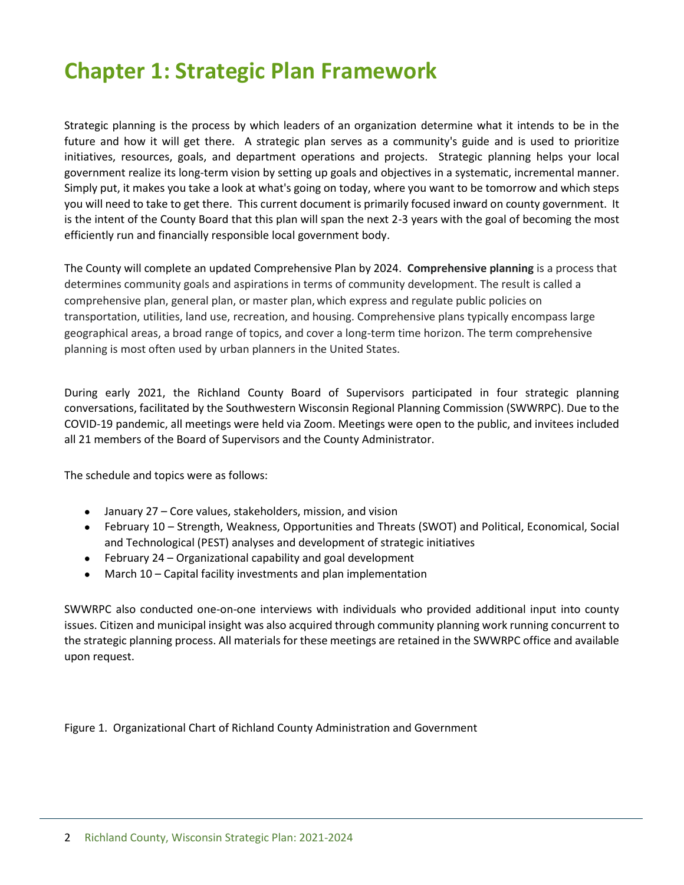# Chapter 1: Strategic Plan Framework

Strategic planning is the process by which leaders of an organization determine what it intends to be in the future and how it will get there. A strategic plan serves as a community's guide and is used to prioritize initiatives, resources, goals, and department operations and projects. Strategic planning helps your local government realize its long-term vision by setting up goals and objectives in a systematic, incremental manner. Simply put, it makes you take a look at what's going on today, where you want to be tomorrow and which steps you will need to take to get there. This current document is primarily focused inward on county government. It is the intent of the County Board that this plan will span the next 2-3 years with the goal of becoming the most efficiently run and financially responsible local government body.

The County will complete an updated Comprehensive Plan by 2024. **Comprehensive planning** is a process that determines community goals and aspirations in terms of community development. The result is called a comprehensive plan, general plan, or master plan, which express and regulate public policies on transportation, utilities, land use, recreation, and housing. Comprehensive plans typically encompass large geographical areas, a broad range of topics, and cover a long-term time horizon. The term comprehensive planning is most often used by urban planners in the United States.

During early 2021, the Richland County Board of Supervisors participated in four strategic planning conversations, facilitated by the Southwestern Wisconsin Regional Planning Commission (SWWRPC). Due to the COVID-19 pandemic, all meetings were held via Zoom. Meetings were open to the public, and invitees included all 21 members of the Board of Supervisors and the County Administrator.

The schedule and topics were as follows:

- January 27 – Core values, stakeholders, mission, and vision
- February 10 – Strength, Weakness, Opportunities and Threats (SWOT) and Political, Economical, Social and Technological (PEST) analyses and development of strategic initiatives
- February 24 – Organizational capability and goal development
- March 10 – Capital facility investments and plan implementation

SWWRPC also conducted one-on-one interviews with individuals who provided additional input into county issues. Citizen and municipal insight was also acquired through community planning work running concurrent to the strategic planning process. All materials for these meetings are retained in the SWWRPC office and available upon request.

Figure 1. Organizational Chart of Richland County Administration and Government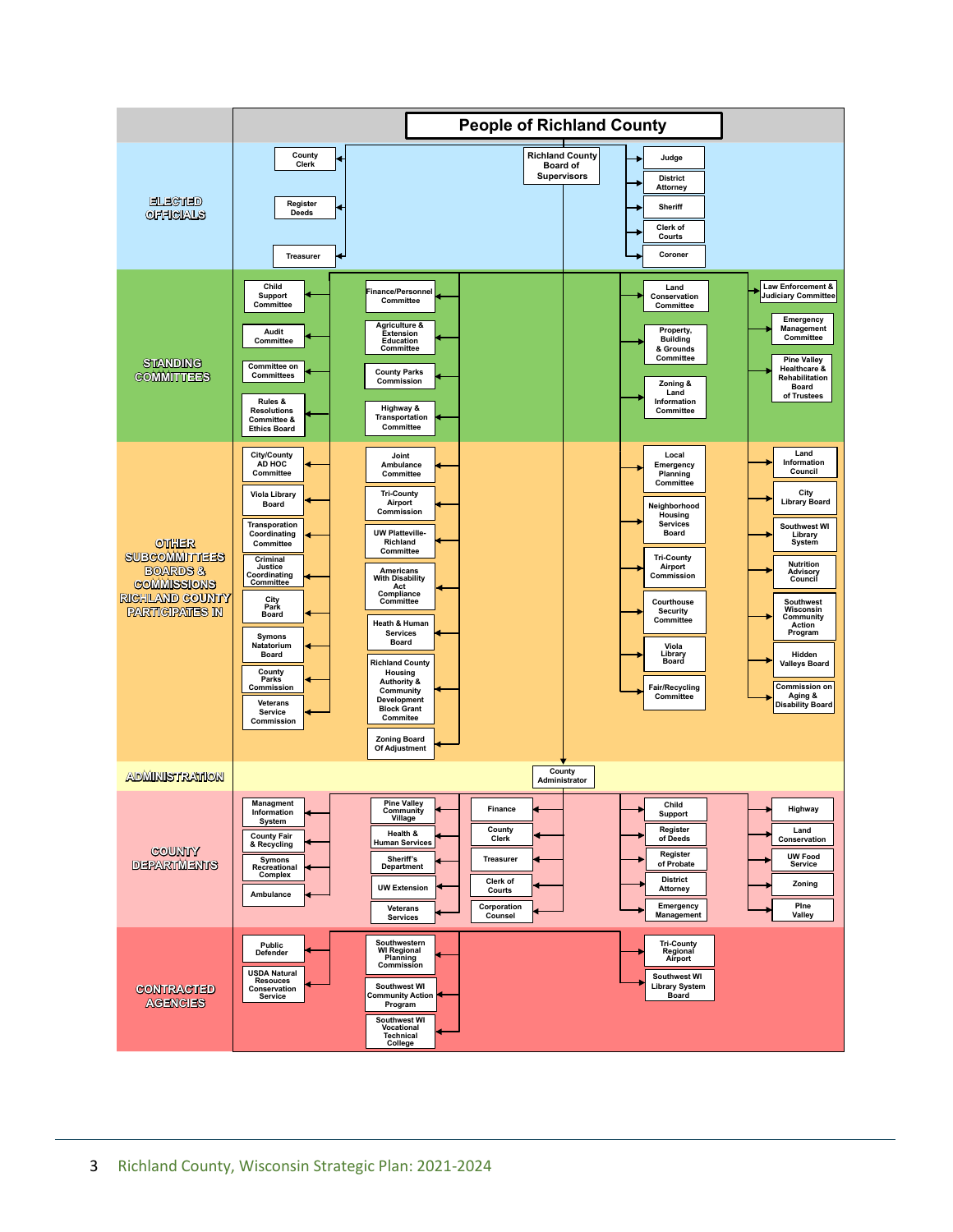# People of Richland County

## ELECTED OFFICIALS

**Richland County Board of Supervisors**

- County Clerk
- Register Deeds
- Treasurer
- Judge
- District Attorney
- Sheriff
- Clerk of Courts
- Coroner

## STANDING COMMITTEES

- Child Support Committee
- Audit Committee
- Committee on Committees
- Rules & Resolutions Committee & Ethics Board
- Finance/Personnel Committee
- Agriculture & Extension Education Committee
- County Parks Commission
- Highway & Transportation Committee
- Land Conservation Committee
- Property, Building & Grounds Committee
- Zoning & Land Information Committee
- Law Enforcement & Judiciary Committee
- Emergency Management Committee
- Pine Valley Healthcare & Rehabilitation Board of Trustees

## OTHER SUBCOMMITTEES BOARDS & COMMISSIONS RICHLAND COUNTY PARTICIPATES IN

- City/County AD HOC Committee
- Viola Library Board
- Transporation Coordinating Committee
- Criminal Justice Coordinating Committee
- City Park Board
- Symons Natatorium Board
- County Parks Commission
- Veterans Service Commission
- Joint Ambulance Committee
- Tri-County Airport Commission
- UW Platteville-Richland Committee
- Americans With Disability Act Compliance Committee
- Heath & Human Services Board
- Richland County Housing Authority & Community Development Block Grant Commitee
- Zoning Board Of Adjustment
- Local Emergency Planning Committee
- Neighborhood Housing Services Board
- Tri-County Airport Commission
- Courthouse Security Committee
- Viola Library Board
- Fair/Recycling Committee
- Land Information Council
- City Library Board
- Southwest WI Library System
- Nutrition Advisory Council
- Southwest Wisconsin Community Action Program
- Hidden Valleys Board
- Commission on Aging & Disability Board

## ADMINISTRATION

- County Administrator

## COUNTY DEPARTMENTS

- Managment Information System
- County Fair & Recycling
- Symons Recreational Complex
- Ambulance
- Pine Valley Community Village
- Health & Human Services
- Sheriff's Department
- UW Extension
- Veterans Services
- Finance
- County Clerk
- Treasurer
- Clerk of Courts
- Corporation Counsel
- Child Support
- Register of Deeds
- Register of Probate
- District Attorney
- Emergency Management
- Highway
- Land Conservation
- UW Food Service
- Zoning
- PIne Valley

## CONTRACTED AGENCIES

- Public Defender
- USDA Natural Resouces Conservation Service
- Southwestern WI Regional Planning Commission
- Southwest WI Community Action Program
- Southwest WI Vocational Technical College
- Tri-County Regional Airport
- Southwest WI Library System Board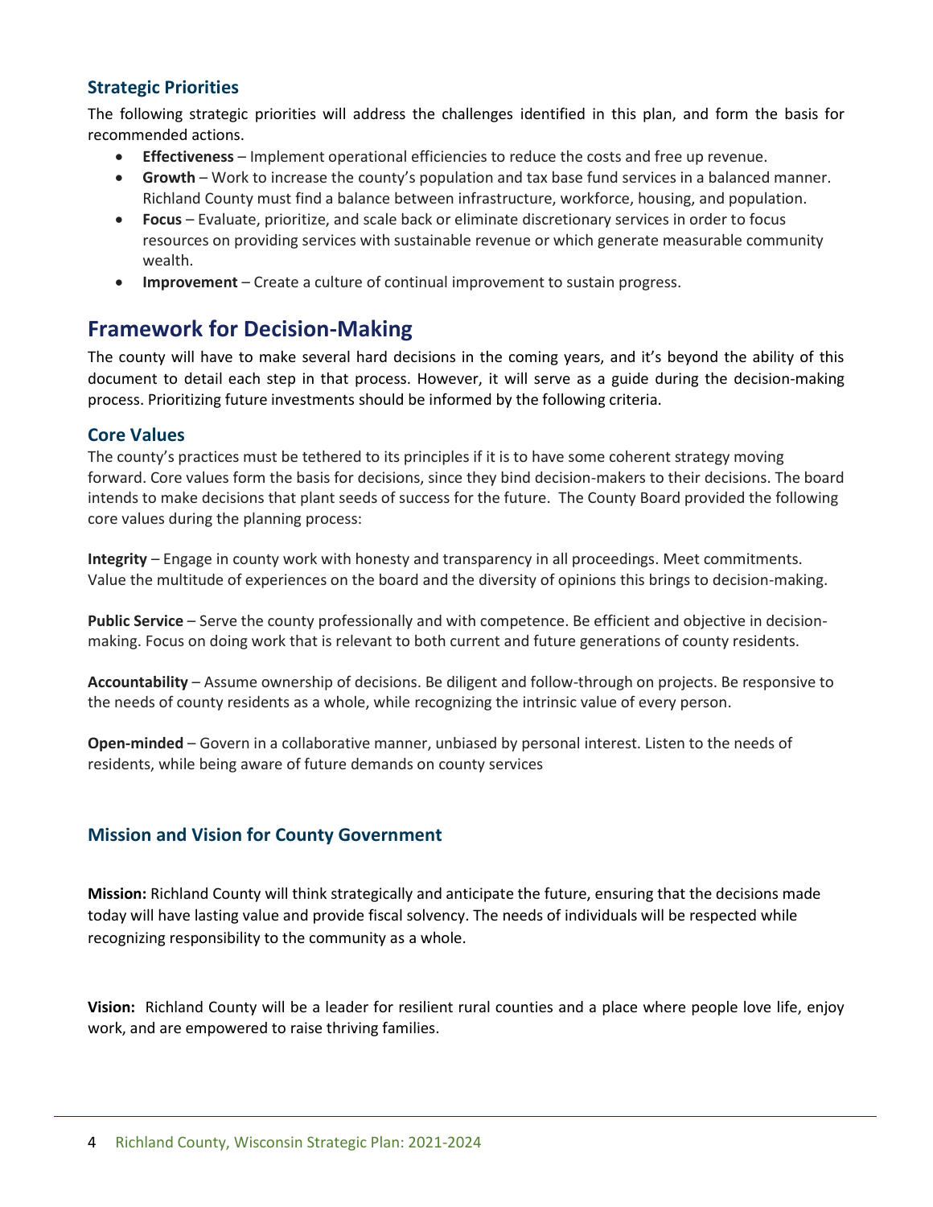### Strategic Priorities

The following strategic priorities will address the challenges identified in this plan, and form the basis for recommended actions.

- **Effectiveness** – Implement operational efficiencies to reduce the costs and free up revenue.
- **Growth** – Work to increase the county's population and tax base fund services in a balanced manner. Richland County must find a balance between infrastructure, workforce, housing, and population.
- **Focus** – Evaluate, prioritize, and scale back or eliminate discretionary services in order to focus resources on providing services with sustainable revenue or which generate measurable community wealth.
- **Improvement** – Create a culture of continual improvement to sustain progress.

## Framework for Decision-Making

The county will have to make several hard decisions in the coming years, and it's beyond the ability of this document to detail each step in that process. However, it will serve as a guide during the decision-making process. Prioritizing future investments should be informed by the following criteria.

### Core Values

The county's practices must be tethered to its principles if it is to have some coherent strategy moving forward. Core values form the basis for decisions, since they bind decision-makers to their decisions. The board intends to make decisions that plant seeds of success for the future. The County Board provided the following core values during the planning process:

**Integrity** – Engage in county work with honesty and transparency in all proceedings. Meet commitments. Value the multitude of experiences on the board and the diversity of opinions this brings to decision-making.

**Public Service** – Serve the county professionally and with competence. Be efficient and objective in decision-making. Focus on doing work that is relevant to both current and future generations of county residents.

**Accountability** – Assume ownership of decisions. Be diligent and follow-through on projects. Be responsive to the needs of county residents as a whole, while recognizing the intrinsic value of every person.

**Open-minded** – Govern in a collaborative manner, unbiased by personal interest. Listen to the needs of residents, while being aware of future demands on county services

### Mission and Vision for County Government

**Mission:** Richland County will think strategically and anticipate the future, ensuring that the decisions made today will have lasting value and provide fiscal solvency. The needs of individuals will be respected while recognizing responsibility to the community as a whole.

**Vision:** Richland County will be a leader for resilient rural counties and a place where people love life, enjoy work, and are empowered to raise thriving families.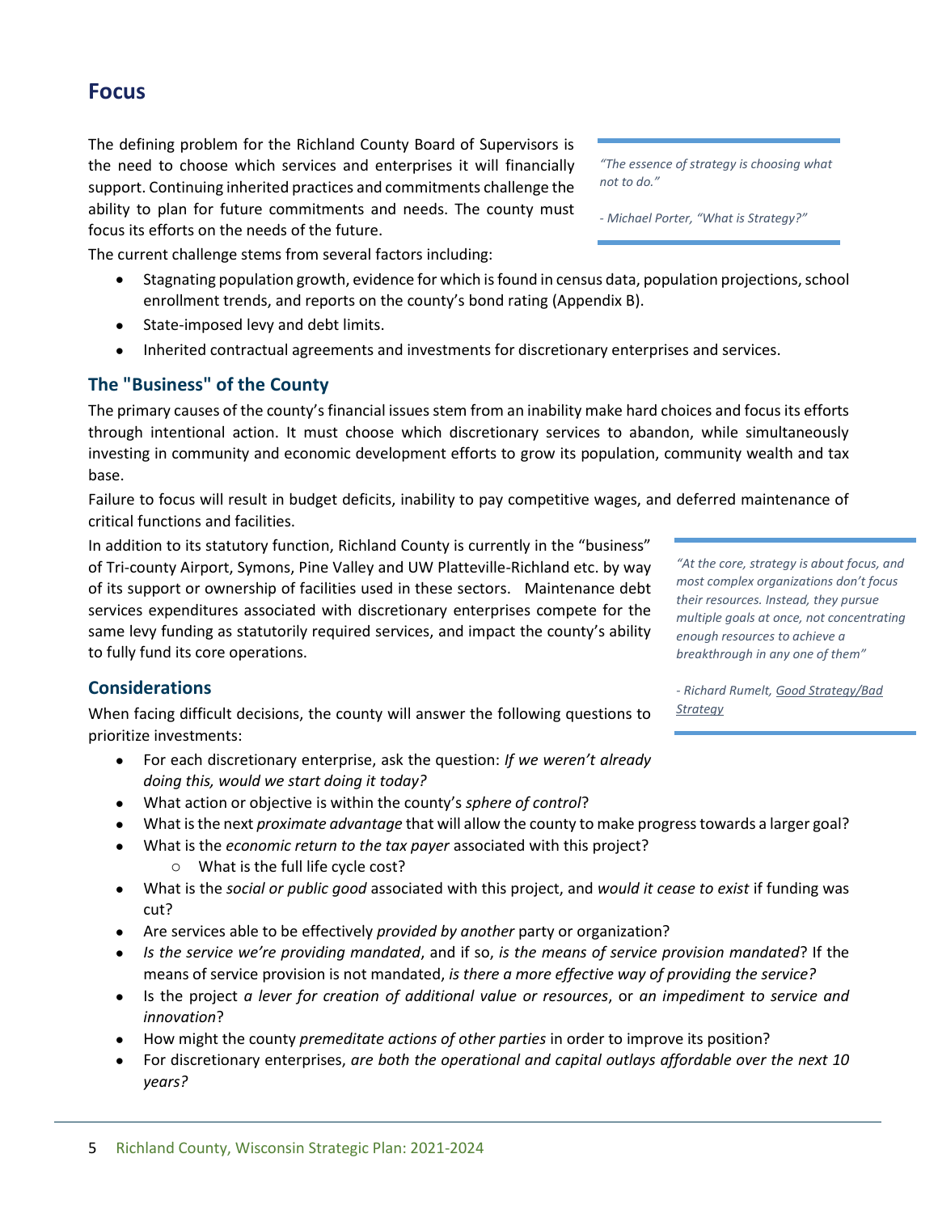# Focus

The defining problem for the Richland County Board of Supervisors is the need to choose which services and enterprises it will financially support. Continuing inherited practices and commitments challenge the ability to plan for future commitments and needs. The county must focus its efforts on the needs of the future.

> *"The essence of strategy is choosing what not to do."*
>
> *- Michael Porter, "What is Strategy?"*

The current challenge stems from several factors including:

- Stagnating population growth, evidence for which is found in census data, population projections, school enrollment trends, and reports on the county's bond rating (Appendix B).
- State-imposed levy and debt limits.
- Inherited contractual agreements and investments for discretionary enterprises and services.

## The "Business" of the County

The primary causes of the county's financial issues stem from an inability make hard choices and focus its efforts through intentional action. It must choose which discretionary services to abandon, while simultaneously investing in community and economic development efforts to grow its population, community wealth and tax base.

Failure to focus will result in budget deficits, inability to pay competitive wages, and deferred maintenance of critical functions and facilities.

In addition to its statutory function, Richland County is currently in the "business" of Tri-county Airport, Symons, Pine Valley and UW Platteville-Richland etc. by way of its support or ownership of facilities used in these sectors. Maintenance debt services expenditures associated with discretionary enterprises compete for the same levy funding as statutorily required services, and impact the county's ability to fully fund its core operations.

> *"At the core, strategy is about focus, and most complex organizations don't focus their resources. Instead, they pursue multiple goals at once, not concentrating enough resources to achieve a breakthrough in any one of them"*
>
> *- Richard Rumelt, Good Strategy/Bad Strategy*

## Considerations

When facing difficult decisions, the county will answer the following questions to prioritize investments:

- For each discretionary enterprise, ask the question: *If we weren't already doing this, would we start doing it today?*
- What action or objective is within the county's *sphere of control*?
- What is the next *proximate advantage* that will allow the county to make progress towards a larger goal?
- What is the *economic return to the tax payer* associated with this project?
  - What is the full life cycle cost?
- What is the *social or public good* associated with this project, and *would it cease to exist* if funding was cut?
- Are services able to be effectively *provided by another* party or organization?
- *Is the service we're providing mandated*, and if so, *is the means of service provision mandated*? If the means of service provision is not mandated, *is there a more effective way of providing the service?*
- Is the project *a lever for creation of additional value or resources*, or *an impediment to service and innovation*?
- How might the county *premeditate actions of other parties* in order to improve its position?
- For discretionary enterprises, *are both the operational and capital outlays affordable over the next 10 years?*